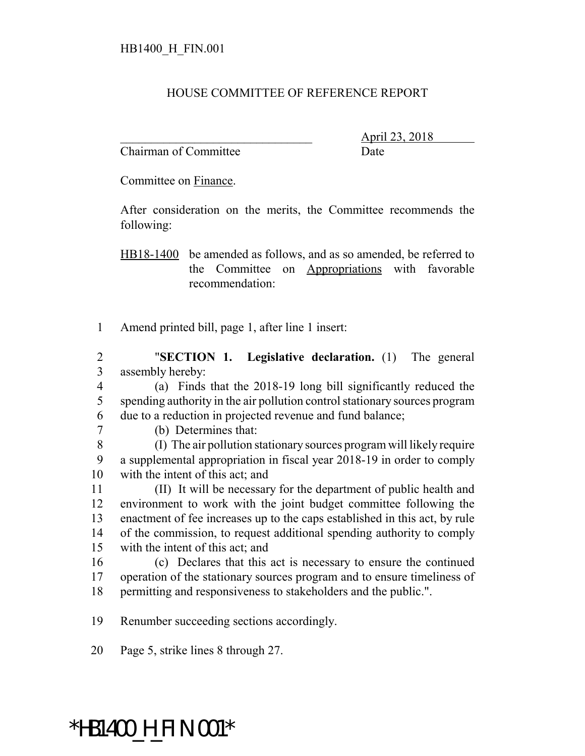HB1400_H_FIN.001

# HOUSE COMMITTEE OF REFERENCE REPORT

________________________________ April 23, 2018
Chairman of Committee Date

Committee on Finance.

After consideration on the merits, the Committee recommends the following:

HB18-1400 be amended as follows, and as so amended, be referred to the Committee on Appropriations with favorable recommendation:

1 Amend printed bill, page 1, after line 1 insert:

2 "**SECTION 1. Legislative declaration.** (1) The general
3 assembly hereby:
4 (a) Finds that the 2018-19 long bill significantly reduced the
5 spending authority in the air pollution control stationary sources program
6 due to a reduction in projected revenue and fund balance;
7 (b) Determines that:
8 (I) The air pollution stationary sources program will likely require
9 a supplemental appropriation in fiscal year 2018-19 in order to comply
10 with the intent of this act; and
11 (II) It will be necessary for the department of public health and
12 environment to work with the joint budget committee following the
13 enactment of fee increases up to the caps established in this act, by rule
14 of the commission, to request additional spending authority to comply
15 with the intent of this act; and
16 (c) Declares that this act is necessary to ensure the continued
17 operation of the stationary sources program and to ensure timeliness of
18 permitting and responsiveness to stakeholders and the public.".

19 Renumber succeeding sections accordingly.

20 Page 5, strike lines 8 through 27.

*HB1400_H_FIN.001*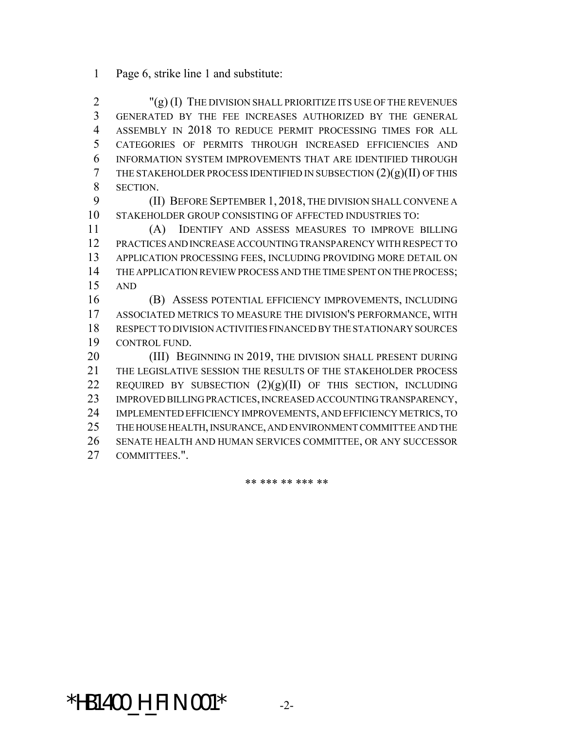Page 6, strike line 1 and substitute:

"(g) (I) THE DIVISION SHALL PRIORITIZE ITS USE OF THE REVENUES GENERATED BY THE FEE INCREASES AUTHORIZED BY THE GENERAL ASSEMBLY IN 2018 TO REDUCE PERMIT PROCESSING TIMES FOR ALL CATEGORIES OF PERMITS THROUGH INCREASED EFFICIENCIES AND INFORMATION SYSTEM IMPROVEMENTS THAT ARE IDENTIFIED THROUGH THE STAKEHOLDER PROCESS IDENTIFIED IN SUBSECTION (2)(g)(II) OF THIS SECTION.

(II) BEFORE SEPTEMBER 1, 2018, THE DIVISION SHALL CONVENE A STAKEHOLDER GROUP CONSISTING OF AFFECTED INDUSTRIES TO:

(A) IDENTIFY AND ASSESS MEASURES TO IMPROVE BILLING PRACTICES AND INCREASE ACCOUNTING TRANSPARENCY WITH RESPECT TO APPLICATION PROCESSING FEES, INCLUDING PROVIDING MORE DETAIL ON THE APPLICATION REVIEW PROCESS AND THE TIME SPENT ON THE PROCESS; AND

(B) ASSESS POTENTIAL EFFICIENCY IMPROVEMENTS, INCLUDING ASSOCIATED METRICS TO MEASURE THE DIVISION'S PERFORMANCE, WITH RESPECT TO DIVISION ACTIVITIES FINANCED BY THE STATIONARY SOURCES CONTROL FUND.

(III) BEGINNING IN 2019, THE DIVISION SHALL PRESENT DURING THE LEGISLATIVE SESSION THE RESULTS OF THE STAKEHOLDER PROCESS REQUIRED BY SUBSECTION (2)(g)(II) OF THIS SECTION, INCLUDING IMPROVED BILLING PRACTICES, INCREASED ACCOUNTING TRANSPARENCY, IMPLEMENTED EFFICIENCY IMPROVEMENTS, AND EFFICIENCY METRICS, TO THE HOUSE HEALTH, INSURANCE, AND ENVIRONMENT COMMITTEE AND THE SENATE HEALTH AND HUMAN SERVICES COMMITTEE, OR ANY SUCCESSOR COMMITTEES.".

\*\* \*\*\* \*\* \*\*\* \*\*

*HB1400_H_FIN.001*